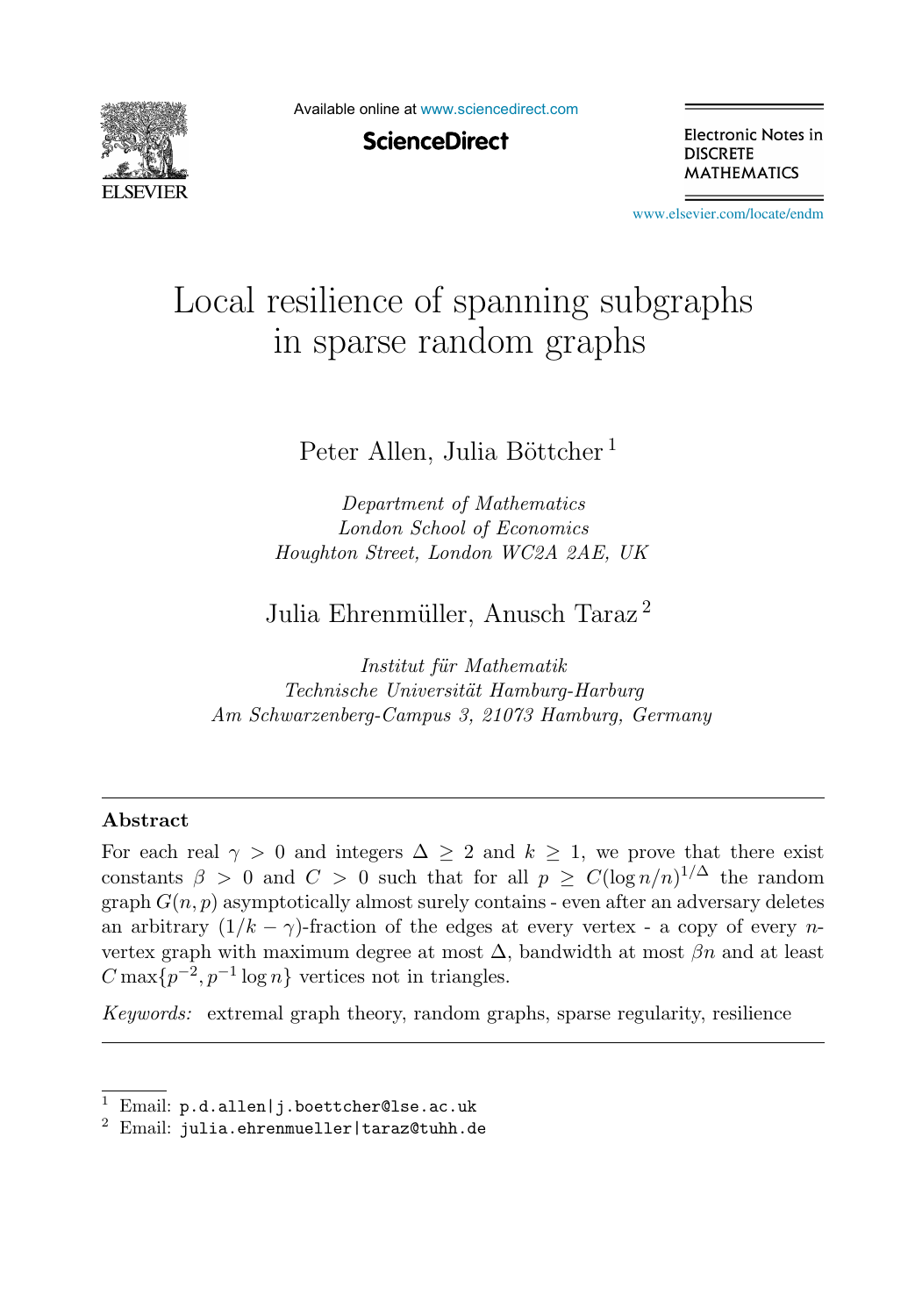# Local resilience of spanning subgraphs in sparse random graphs

Peter Allen, Julia Böttcher [1]

*Department of Mathematics*
*London School of Economics*
*Houghton Street, London WC2A 2AE, UK*

Julia Ehrenmüller, Anusch Taraz [2]

*Institut für Mathematik*
*Technische Universität Hamburg-Harburg*
*Am Schwarzenberg-Campus 3, 21073 Hamburg, Germany*

---

## Abstract

For each real $\gamma > 0$ and integers $\Delta \geq 2$ and $k \geq 1$, we prove that there exist constants $\beta > 0$ and $C > 0$ such that for all $p \geq C(\log n/n)^{1/\Delta}$ the random graph $G(n,p)$ asymptotically almost surely contains - even after an adversary deletes an arbitrary $(1/k - \gamma)$-fraction of the edges at every vertex - a copy of every $n$-vertex graph with maximum degree at most $\Delta$, bandwidth at most $\beta n$ and at least $C \max\{p^{-2}, p^{-1} \log n\}$ vertices not in triangles.

*Keywords:* extremal graph theory, random graphs, sparse regularity, resilience

---

[1] Email: `p.d.allen|j.boettcher@lse.ac.uk`

[2] Email: `julia.ehrenmueller|taraz@tuhh.de`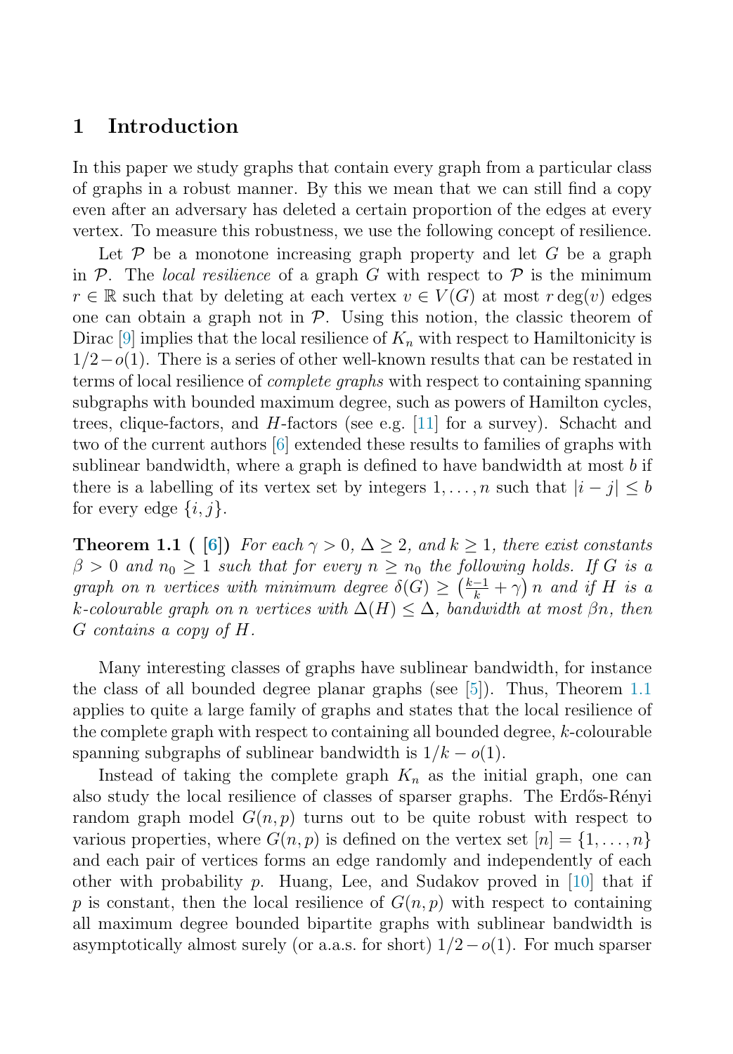## 1 Introduction

In this paper we study graphs that contain every graph from a particular class of graphs in a robust manner. By this we mean that we can still find a copy even after an adversary has deleted a certain proportion of the edges at every vertex. To measure this robustness, we use the following concept of resilience.

Let $\mathcal{P}$ be a monotone increasing graph property and let $G$ be a graph in $\mathcal{P}$. The *local resilience* of a graph $G$ with respect to $\mathcal{P}$ is the minimum $r \in \mathbb{R}$ such that by deleting at each vertex $v \in V(G)$ at most $r \deg(v)$ edges one can obtain a graph not in $\mathcal{P}$. Using this notion, the classic theorem of Dirac [9] implies that the local resilience of $K_n$ with respect to Hamiltonicity is $1/2 - o(1)$. There is a series of other well-known results that can be restated in terms of local resilience of *complete graphs* with respect to containing spanning subgraphs with bounded maximum degree, such as powers of Hamilton cycles, trees, clique-factors, and $H$-factors (see e.g. [11] for a survey). Schacht and two of the current authors [6] extended these results to families of graphs with sublinear bandwidth, where a graph is defined to have bandwidth at most $b$ if there is a labelling of its vertex set by integers $1, \ldots, n$ such that $|i - j| \leq b$ for every edge $\{i, j\}$.

**Theorem 1.1** ( **[6]**) *For each $\gamma > 0$, $\Delta \geq 2$, and $k \geq 1$, there exist constants $\beta > 0$ and $n_0 \geq 1$ such that for every $n \geq n_0$ the following holds. If $G$ is a graph on $n$ vertices with minimum degree $\delta(G) \geq \left(\frac{k-1}{k} + \gamma\right) n$ and if $H$ is a $k$-colourable graph on $n$ vertices with $\Delta(H) \leq \Delta$, bandwidth at most $\beta n$, then $G$ contains a copy of $H$.*

Many interesting classes of graphs have sublinear bandwidth, for instance the class of all bounded degree planar graphs (see [5]). Thus, Theorem 1.1 applies to quite a large family of graphs and states that the local resilience of the complete graph with respect to containing all bounded degree, $k$-colourable spanning subgraphs of sublinear bandwidth is $1/k - o(1)$.

Instead of taking the complete graph $K_n$ as the initial graph, one can also study the local resilience of classes of sparser graphs. The Erdős-Rényi random graph model $G(n, p)$ turns out to be quite robust with respect to various properties, where $G(n, p)$ is defined on the vertex set $[n] = \{1, \ldots, n\}$ and each pair of vertices forms an edge randomly and independently of each other with probability $p$. Huang, Lee, and Sudakov proved in [10] that if $p$ is constant, then the local resilience of $G(n, p)$ with respect to containing all maximum degree bounded bipartite graphs with sublinear bandwidth is asymptotically almost surely (or a.a.s. for short) $1/2 - o(1)$. For much sparser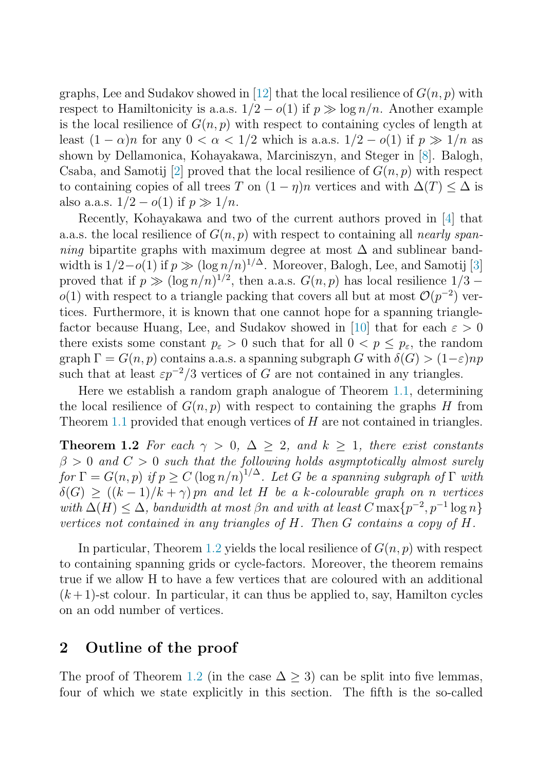graphs, Lee and Sudakov showed in [12] that the local resilience of $G(n,p)$ with respect to Hamiltonicity is a.a.s. $1/2 - o(1)$ if $p \gg \log n/n$. Another example is the local resilience of $G(n,p)$ with respect to containing cycles of length at least $(1-\alpha)n$ for any $0 < \alpha < 1/2$ which is a.a.s. $1/2 - o(1)$ if $p \gg 1/n$ as shown by Dellamonica, Kohayakawa, Marciniszyn, and Steger in [8]. Balogh, Csaba, and Samotij [2] proved that the local resilience of $G(n,p)$ with respect to containing copies of all trees $T$ on $(1-\eta)n$ vertices and with $\Delta(T) \leq \Delta$ is also a.a.s. $1/2 - o(1)$ if $p \gg 1/n$.

Recently, Kohayakawa and two of the current authors proved in [4] that a.a.s. the local resilience of $G(n,p)$ with respect to containing all *nearly spanning* bipartite graphs with maximum degree at most $\Delta$ and sublinear bandwidth is $1/2 - o(1)$ if $p \gg (\log n/n)^{1/\Delta}$. Moreover, Balogh, Lee, and Samotij [3] proved that if $p \gg (\log n/n)^{1/2}$, then a.a.s. $G(n,p)$ has local resilience $1/3 - o(1)$ with respect to a triangle packing that covers all but at most $\mathcal{O}(p^{-2})$ vertices. Furthermore, it is known that one cannot hope for a spanning triangle-factor because Huang, Lee, and Sudakov showed in [10] that for each $\varepsilon > 0$ there exists some constant $p_\varepsilon > 0$ such that for all $0 < p \leq p_\varepsilon$, the random graph $\Gamma = G(n,p)$ contains a.a.s. a spanning subgraph $G$ with $\delta(G) > (1-\varepsilon)np$ such that at least $\varepsilon p^{-2}/3$ vertices of $G$ are not contained in any triangles.

Here we establish a random graph analogue of Theorem 1.1, determining the local resilience of $G(n,p)$ with respect to containing the graphs $H$ from Theorem 1.1 provided that enough vertices of $H$ are not contained in triangles.

**Theorem 1.2** *For each $\gamma > 0$, $\Delta \geq 2$, and $k \geq 1$, there exist constants $\beta > 0$ and $C > 0$ such that the following holds asymptotically almost surely for $\Gamma = G(n,p)$ if $p \geq C(\log n/n)^{1/\Delta}$. Let $G$ be a spanning subgraph of $\Gamma$ with $\delta(G) \geq ((k-1)/k + \gamma)\,pn$ and let $H$ be a $k$-colourable graph on $n$ vertices with $\Delta(H) \leq \Delta$, bandwidth at most $\beta n$ and with at least $C \max\{p^{-2}, p^{-1}\log n\}$ vertices not contained in any triangles of $H$. Then $G$ contains a copy of $H$.*

In particular, Theorem 1.2 yields the local resilience of $G(n,p)$ with respect to containing spanning grids or cycle-factors. Moreover, the theorem remains true if we allow H to have a few vertices that are coloured with an additional $(k+1)$-st colour. In particular, it can thus be applied to, say, Hamilton cycles on an odd number of vertices.

## 2 Outline of the proof

The proof of Theorem 1.2 (in the case $\Delta \geq 3$) can be split into five lemmas, four of which we state explicitly in this section. The fifth is the so-called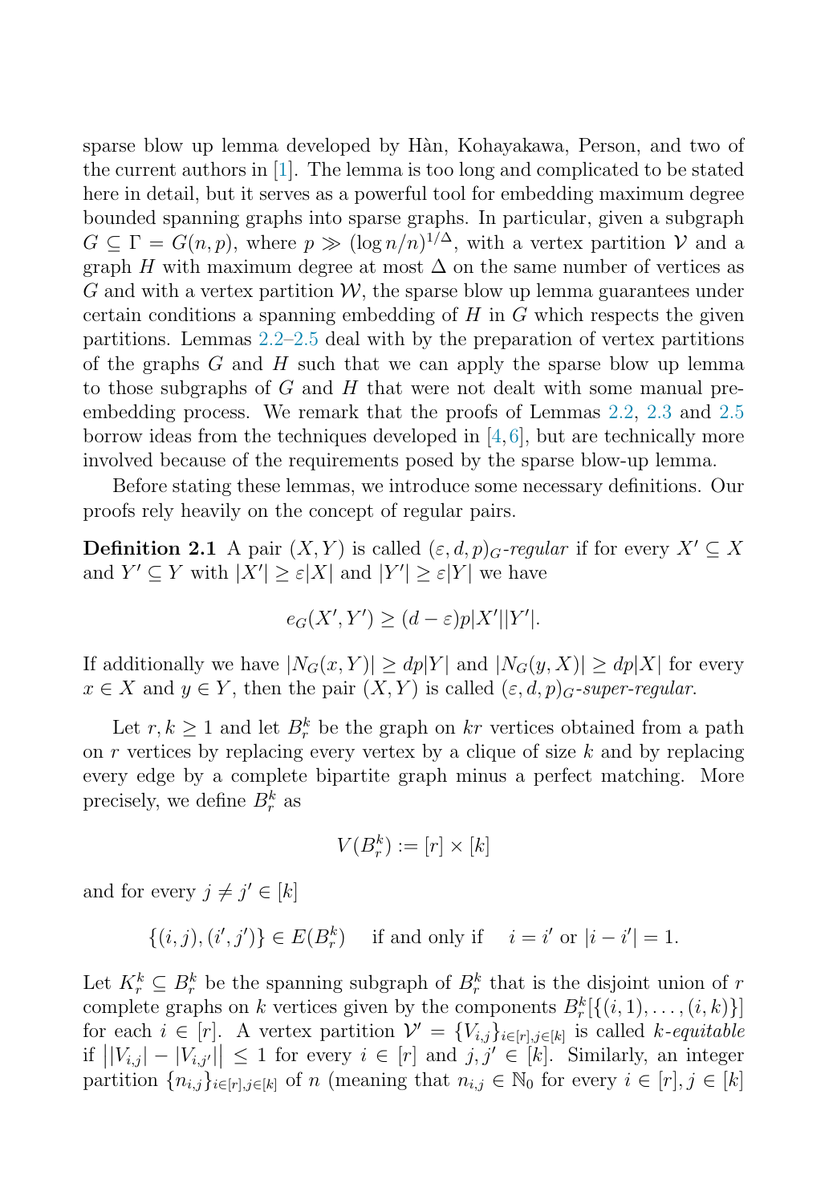sparse blow up lemma developed by Hàn, Kohayakawa, Person, and two of the current authors in [1]. The lemma is too long and complicated to be stated here in detail, but it serves as a powerful tool for embedding maximum degree bounded spanning graphs into sparse graphs. In particular, given a subgraph $G \subseteq \Gamma = G(n,p)$, where $p \gg (\log n/n)^{1/\Delta}$, with a vertex partition $\mathcal{V}$ and a graph $H$ with maximum degree at most $\Delta$ on the same number of vertices as $G$ and with a vertex partition $\mathcal{W}$, the sparse blow up lemma guarantees under certain conditions a spanning embedding of $H$ in $G$ which respects the given partitions. Lemmas 2.2–2.5 deal with by the preparation of vertex partitions of the graphs $G$ and $H$ such that we can apply the sparse blow up lemma to those subgraphs of $G$ and $H$ that were not dealt with some manual pre-embedding process. We remark that the proofs of Lemmas 2.2, 2.3 and 2.5 borrow ideas from the techniques developed in [4,6], but are technically more involved because of the requirements posed by the sparse blow-up lemma.

Before stating these lemmas, we introduce some necessary definitions. Our proofs rely heavily on the concept of regular pairs.

**Definition 2.1** A pair $(X,Y)$ is called *$(\varepsilon,d,p)_G$-regular* if for every $X' \subseteq X$ and $Y' \subseteq Y$ with $|X'| \geq \varepsilon|X|$ and $|Y'| \geq \varepsilon|Y|$ we have

$$e_G(X',Y') \geq (d-\varepsilon)p|X'||Y'|.$$

If additionally we have $|N_G(x,Y)| \geq dp|Y|$ and $|N_G(y,X)| \geq dp|X|$ for every $x \in X$ and $y \in Y$, then the pair $(X,Y)$ is called *$(\varepsilon,d,p)_G$-super-regular.*

Let $r,k \geq 1$ and let $B_r^k$ be the graph on $kr$ vertices obtained from a path on $r$ vertices by replacing every vertex by a clique of size $k$ and by replacing every edge by a complete bipartite graph minus a perfect matching. More precisely, we define $B_r^k$ as

$$V(B_r^k) := [r] \times [k]$$

and for every $j \neq j' \in [k]$

$$\{(i,j),(i',j')\} \in E(B_r^k) \quad \text{if and only if} \quad i = i' \text{ or } |i-i'| = 1.$$

Let $K_r^k \subseteq B_r^k$ be the spanning subgraph of $B_r^k$ that is the disjoint union of $r$ complete graphs on $k$ vertices given by the components $B_r^k[\{(i,1),\ldots,(i,k)\}]$ for each $i \in [r]$. A vertex partition $\mathcal{V}' = \{V_{i,j}\}_{i\in[r],j\in[k]}$ is called *$k$-equitable* if $\big||V_{i,j}| - |V_{i,j'}|\big| \leq 1$ for every $i \in [r]$ and $j,j' \in [k]$. Similarly, an integer partition $\{n_{i,j}\}_{i\in[r],j\in[k]}$ of $n$ (meaning that $n_{i,j} \in \mathbb{N}_0$ for every $i \in [r], j \in [k]$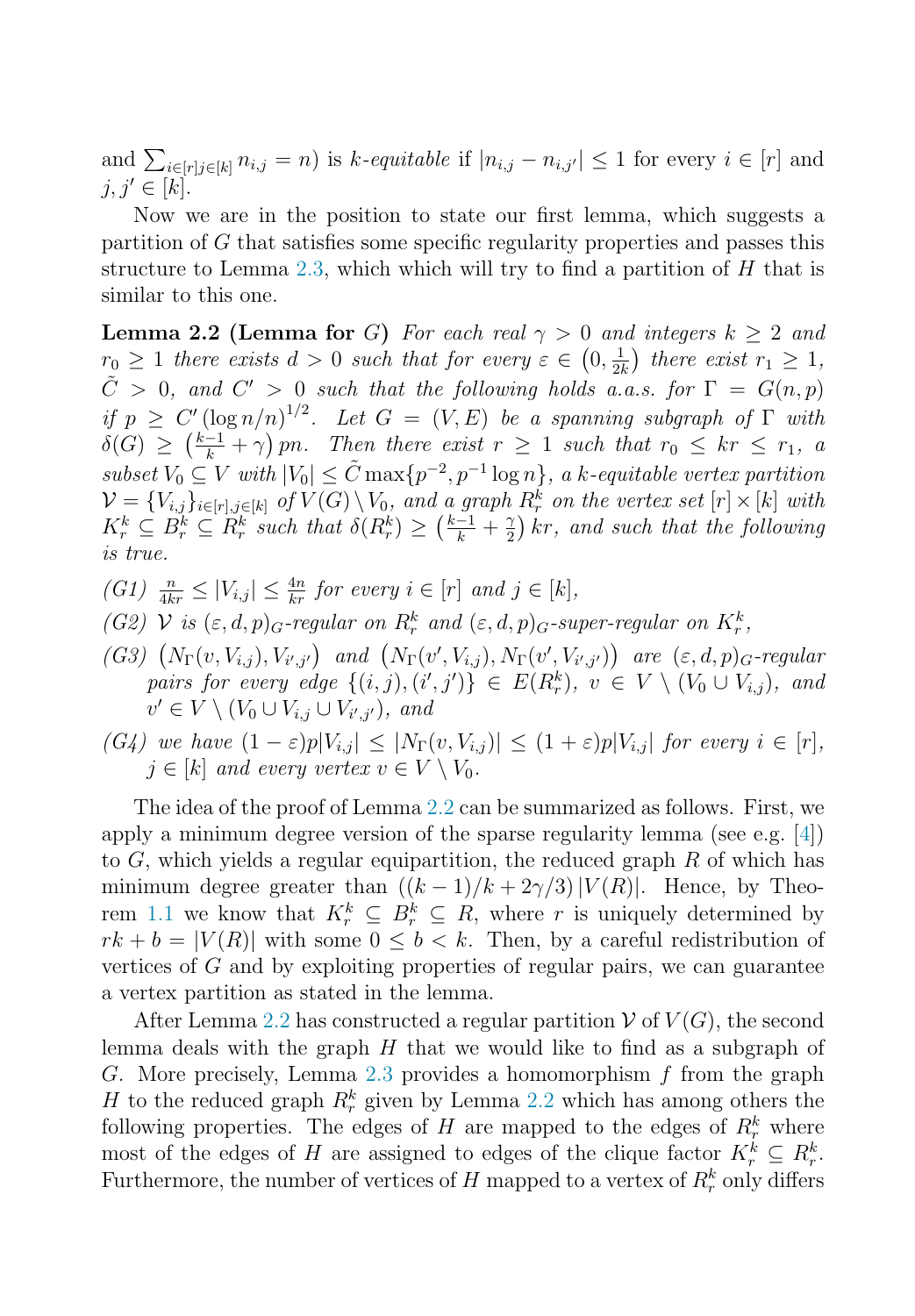and $\sum_{i\in[r]j\in[k]} n_{i,j} = n$) is *k-equitable* if $|n_{i,j} - n_{i,j'}| \le 1$ for every $i \in [r]$ and $j, j' \in [k]$.

Now we are in the position to state our first lemma, which suggests a partition of $G$ that satisfies some specific regularity properties and passes this structure to Lemma 2.3, which which will try to find a partition of $H$ that is similar to this one.

**Lemma 2.2 (Lemma for $G$)** *For each real $\gamma > 0$ and integers $k \ge 2$ and $r_0 \ge 1$ there exists $d > 0$ such that for every $\varepsilon \in \left(0, \frac{1}{2k}\right)$ there exist $r_1 \ge 1$, $\tilde{C} > 0$, and $C' > 0$ such that the following holds a.a.s. for $\Gamma = G(n,p)$ if $p \ge C' (\log n/n)^{1/2}$. Let $G = (V, E)$ be a spanning subgraph of $\Gamma$ with $\delta(G) \ge \left(\frac{k-1}{k} + \gamma\right) pn$. Then there exist $r \ge 1$ such that $r_0 \le kr \le r_1$, a subset $V_0 \subseteq V$ with $|V_0| \le \tilde{C} \max\{p^{-2}, p^{-1}\log n\}$, a $k$-equitable vertex partition $\mathcal{V} = \{V_{i,j}\}_{i\in[r],j\in[k]}$ of $V(G) \setminus V_0$, and a graph $R_r^k$ on the vertex set $[r] \times [k]$ with $K_r^k \subseteq B_r^k \subseteq R_r^k$ such that $\delta(R_r^k) \ge \left(\frac{k-1}{k} + \frac{\gamma}{2}\right) kr$, and such that the following is true.*

*(G1)* $\frac{n}{4kr} \le |V_{i,j}| \le \frac{4n}{kr}$ *for every $i \in [r]$ and $j \in [k]$,*

*(G2)* *$\mathcal{V}$ is $(\varepsilon, d, p)_G$-regular on $R_r^k$ and $(\varepsilon, d, p)_G$-super-regular on $K_r^k$,*

*(G3)* $\left(N_\Gamma(v, V_{i,j}), V_{i',j'}\right)$ *and* $\left(N_\Gamma(v', V_{i,j}), N_\Gamma(v', V_{i',j'})\right)$ *are $(\varepsilon, d, p)_G$-regular pairs for every edge $\{(i,j),(i',j')\} \in E(R_r^k)$, $v \in V \setminus (V_0 \cup V_{i,j})$, and $v' \in V \setminus (V_0 \cup V_{i,j} \cup V_{i',j'})$, and*

*(G4)* *we have $(1-\varepsilon)p|V_{i,j}| \le |N_\Gamma(v, V_{i,j})| \le (1+\varepsilon)p|V_{i,j}|$ for every $i \in [r]$, $j \in [k]$ and every vertex $v \in V \setminus V_0$.*

The idea of the proof of Lemma 2.2 can be summarized as follows. First, we apply a minimum degree version of the sparse regularity lemma (see e.g. [4]) to $G$, which yields a regular equipartition, the reduced graph $R$ of which has minimum degree greater than $((k-1)/k + 2\gamma/3)\,|V(R)|$. Hence, by Theorem 1.1 we know that $K_r^k \subseteq B_r^k \subseteq R$, where $r$ is uniquely determined by $rk + b = |V(R)|$ with some $0 \le b < k$. Then, by a careful redistribution of vertices of $G$ and by exploiting properties of regular pairs, we can guarantee a vertex partition as stated in the lemma.

After Lemma 2.2 has constructed a regular partition $\mathcal{V}$ of $V(G)$, the second lemma deals with the graph $H$ that we would like to find as a subgraph of $G$. More precisely, Lemma 2.3 provides a homomorphism $f$ from the graph $H$ to the reduced graph $R_r^k$ given by Lemma 2.2 which has among others the following properties. The edges of $H$ are mapped to the edges of $R_r^k$ where most of the edges of $H$ are assigned to edges of the clique factor $K_r^k \subseteq R_r^k$. Furthermore, the number of vertices of $H$ mapped to a vertex of $R_r^k$ only differs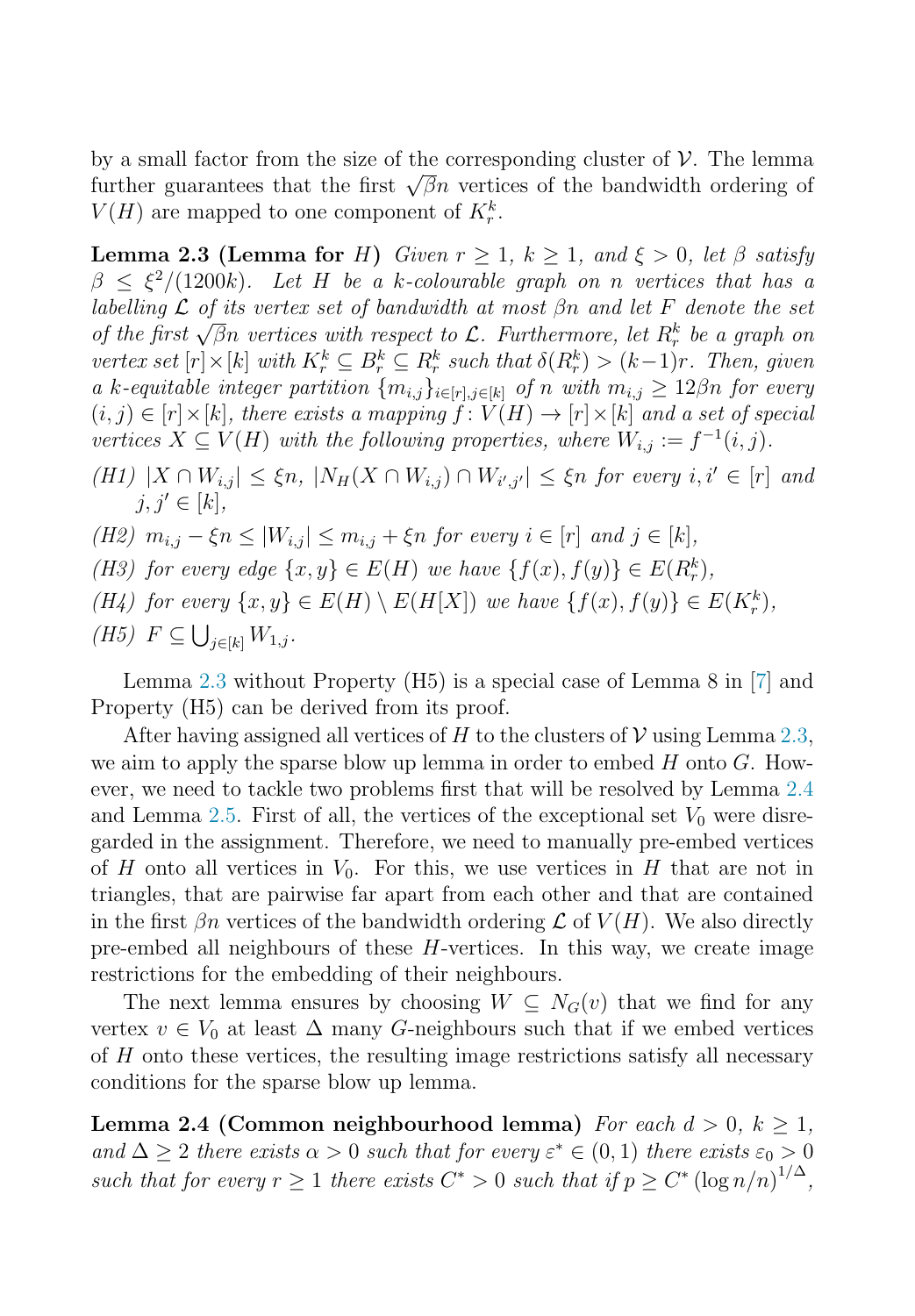by a small factor from the size of the corresponding cluster of $\mathcal{V}$. The lemma further guarantees that the first $\sqrt{\beta}n$ vertices of the bandwidth ordering of $V(H)$ are mapped to one component of $K_r^k$.

**Lemma 2.3 (Lemma for $H$)** *Given $r \geq 1$, $k \geq 1$, and $\xi > 0$, let $\beta$ satisfy $\beta \leq \xi^2/(1200k)$. Let $H$ be a $k$-colourable graph on $n$ vertices that has a labelling $\mathcal{L}$ of its vertex set of bandwidth at most $\beta n$ and let $F$ denote the set of the first $\sqrt{\beta}n$ vertices with respect to $\mathcal{L}$. Furthermore, let $R_r^k$ be a graph on vertex set $[r] \times [k]$ with $K_r^k \subseteq B_r^k \subseteq R_r^k$ such that $\delta(R_r^k) > (k-1)r$. Then, given a $k$-equitable integer partition $\{m_{i,j}\}_{i \in [r], j \in [k]}$ of $n$ with $m_{i,j} \geq 12\beta n$ for every $(i,j) \in [r] \times [k]$, there exists a mapping $f : V(H) \to [r] \times [k]$ and a set of special vertices $X \subseteq V(H)$ with the following properties, where $W_{i,j} := f^{-1}(i,j)$.*

*(H1) $|X \cap W_{i,j}| \leq \xi n$, $|N_H(X \cap W_{i,j}) \cap W_{i',j'}| \leq \xi n$ for every $i, i' \in [r]$ and $j, j' \in [k]$,*

*(H2) $m_{i,j} - \xi n \leq |W_{i,j}| \leq m_{i,j} + \xi n$ for every $i \in [r]$ and $j \in [k]$,*

*(H3) for every edge $\{x,y\} \in E(H)$ we have $\{f(x), f(y)\} \in E(R_r^k)$,*

*(H4) for every $\{x,y\} \in E(H) \setminus E(H[X])$ we have $\{f(x), f(y)\} \in E(K_r^k)$,*

*(H5) $F \subseteq \bigcup_{j \in [k]} W_{1,j}$.*

Lemma 2.3 without Property (H5) is a special case of Lemma 8 in [7] and Property (H5) can be derived from its proof.

After having assigned all vertices of $H$ to the clusters of $\mathcal{V}$ using Lemma 2.3, we aim to apply the sparse blow up lemma in order to embed $H$ onto $G$. However, we need to tackle two problems first that will be resolved by Lemma 2.4 and Lemma 2.5. First of all, the vertices of the exceptional set $V_0$ were disregarded in the assignment. Therefore, we need to manually pre-embed vertices of $H$ onto all vertices in $V_0$. For this, we use vertices in $H$ that are not in triangles, that are pairwise far apart from each other and that are contained in the first $\beta n$ vertices of the bandwidth ordering $\mathcal{L}$ of $V(H)$. We also directly pre-embed all neighbours of these $H$-vertices. In this way, we create image restrictions for the embedding of their neighbours.

The next lemma ensures by choosing $W \subseteq N_G(v)$ that we find for any vertex $v \in V_0$ at least $\Delta$ many $G$-neighbours such that if we embed vertices of $H$ onto these vertices, the resulting image restrictions satisfy all necessary conditions for the sparse blow up lemma.

**Lemma 2.4 (Common neighbourhood lemma)** *For each $d > 0$, $k \geq 1$, and $\Delta \geq 2$ there exists $\alpha > 0$ such that for every $\varepsilon^* \in (0,1)$ there exists $\varepsilon_0 > 0$ such that for every $r \geq 1$ there exists $C^* > 0$ such that if $p \geq C^* (\log n/n)^{1/\Delta}$,*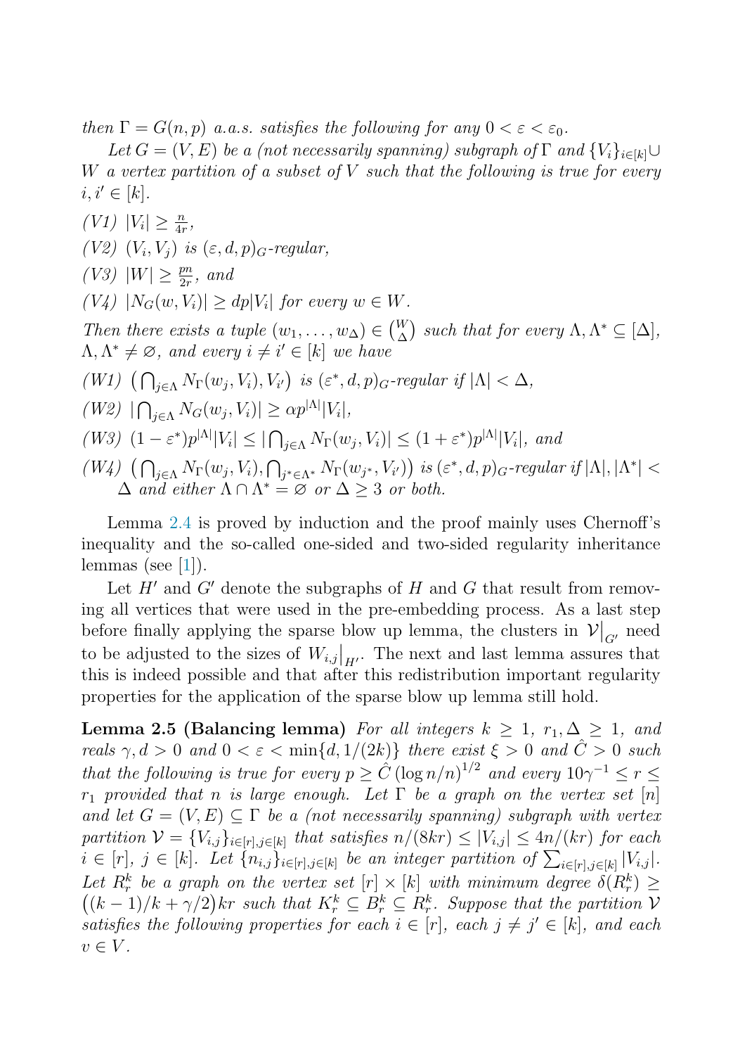*then $\Gamma = G(n,p)$ a.a.s. satisfies the following for any $0 < \varepsilon < \varepsilon_0$.*

*Let $G = (V, E)$ be a (not necessarily spanning) subgraph of $\Gamma$ and $\{V_i\}_{i\in[k]} \cup W$ a vertex partition of a subset of $V$ such that the following is true for every $i, i' \in [k]$.*

*(V1)* $|V_i| \geq \frac{n}{4r}$,

*(V2)* $(V_i, V_j)$ *is* $(\varepsilon, d, p)_G$*-regular,*

*(V3)* $|W| \geq \frac{pn}{2r}$, *and*

*(V4)* $|N_G(w, V_i)| \geq dp|V_i|$ *for every* $w \in W$.

*Then there exists a tuple $(w_1, \ldots, w_\Delta) \in \binom{W}{\Delta}$ such that for every $\Lambda, \Lambda^* \subseteq [\Delta]$, $\Lambda, \Lambda^* \neq \varnothing$, and every $i \neq i' \in [k]$ we have*

*(W1)* $\left(\bigcap_{j\in\Lambda} N_\Gamma(w_j, V_i), V_{i'}\right)$ *is* $(\varepsilon^*, d, p)_G$*-regular if* $|\Lambda| < \Delta$,

*(W2)* $|\bigcap_{j\in\Lambda} N_G(w_j, V_i)| \geq \alpha p^{|\Lambda|}|V_i|$,

*(W3)* $(1-\varepsilon^*)p^{|\Lambda|}|V_i| \leq |\bigcap_{j\in\Lambda} N_\Gamma(w_j, V_i)| \leq (1+\varepsilon^*)p^{|\Lambda|}|V_i|$, *and*

*(W4)* $\left(\bigcap_{j\in\Lambda} N_\Gamma(w_j, V_i), \bigcap_{j^*\in\Lambda^*} N_\Gamma(w_{j^*}, V_{i'})\right)$ *is* $(\varepsilon^*, d, p)_G$*-regular if* $|\Lambda|, |\Lambda^*| < \Delta$ *and either* $\Lambda \cap \Lambda^* = \varnothing$ *or* $\Delta \geq 3$ *or both.*

Lemma 2.4 is proved by induction and the proof mainly uses Chernoff's inequality and the so-called one-sided and two-sided regularity inheritance lemmas (see [1]).

Let $H'$ and $G'$ denote the subgraphs of $H$ and $G$ that result from removing all vertices that were used in the pre-embedding process. As a last step before finally applying the sparse blow up lemma, the clusters in $\mathcal{V}\big|_{G'}$ need to be adjusted to the sizes of $W_{i,j}\big|_{H'}$. The next and last lemma assures that this is indeed possible and that after this redistribution important regularity properties for the application of the sparse blow up lemma still hold.

**Lemma 2.5 (Balancing lemma)** *For all integers $k \geq 1$, $r_1, \Delta \geq 1$, and reals $\gamma, d > 0$ and $0 < \varepsilon < \min\{d, 1/(2k)\}$ there exist $\xi > 0$ and $\hat{C} > 0$ such that the following is true for every $p \geq \hat{C}\left(\log n/n\right)^{1/2}$ and every $10\gamma^{-1} \leq r \leq r_1$ provided that $n$ is large enough. Let $\Gamma$ be a graph on the vertex set $[n]$ and let $G = (V, E) \subseteq \Gamma$ be a (not necessarily spanning) subgraph with vertex partition $\mathcal{V} = \{V_{i,j}\}_{i\in[r],j\in[k]}$ that satisfies $n/(8kr) \leq |V_{i,j}| \leq 4n/(kr)$ for each $i \in [r]$, $j \in [k]$. Let $\{n_{i,j}\}_{i\in[r],j\in[k]}$ be an integer partition of $\sum_{i\in[r],j\in[k]} |V_{i,j}|$. Let $R^k_r$ be a graph on the vertex set $[r] \times [k]$ with minimum degree $\delta(R^k_r) \geq \big((k-1)/k + \gamma/2\big)kr$ such that $K^k_r \subseteq B^k_r \subseteq R^k_r$. Suppose that the partition $\mathcal{V}$ satisfies the following properties for each $i \in [r]$, each $j \neq j' \in [k]$, and each $v \in V$.*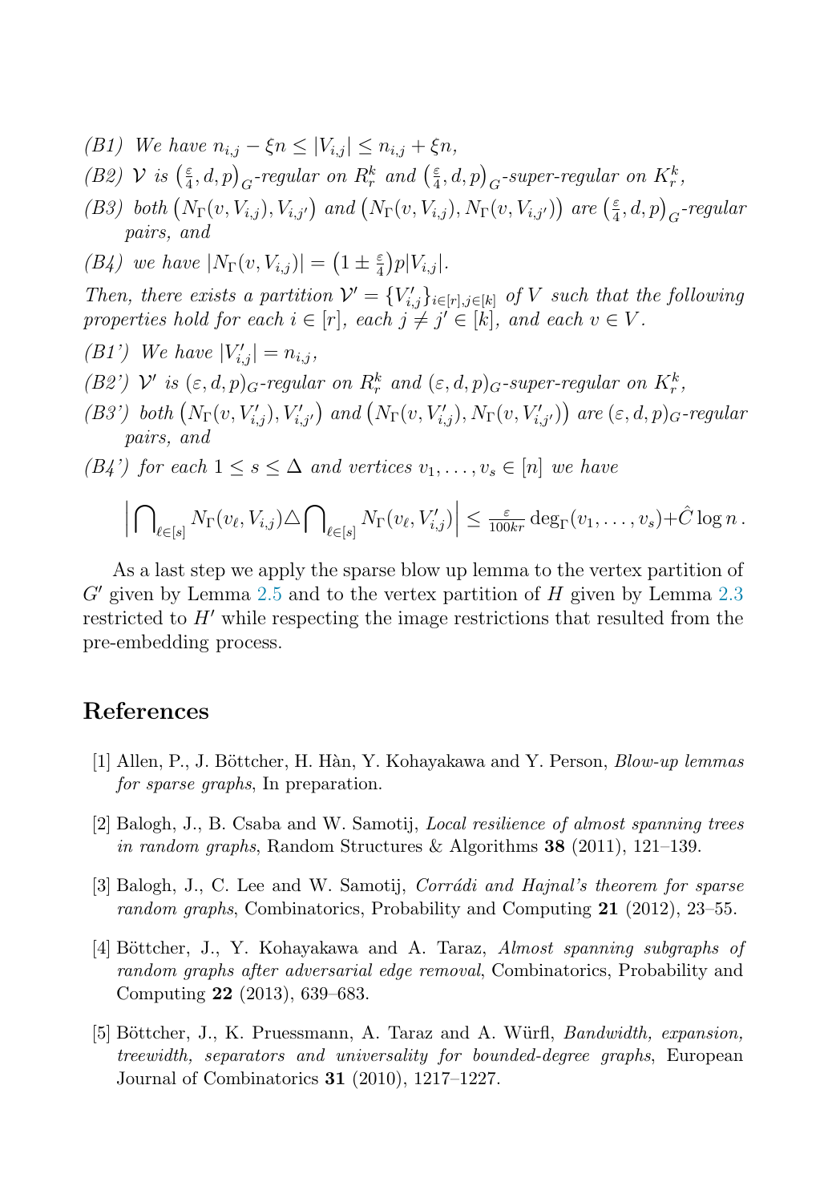*(B1)* *We have* $n_{i,j} - \xi n \leq |V_{i,j}| \leq n_{i,j} + \xi n$,

*(B2)* $\mathcal{V}$ *is* $\left(\frac{\varepsilon}{4}, d, p\right)_G$*-regular on* $R_r^k$ *and* $\left(\frac{\varepsilon}{4}, d, p\right)_G$*-super-regular on* $K_r^k$,

*(B3)* *both* $\left(N_\Gamma(v, V_{i,j}), V_{i,j'}\right)$ *and* $\left(N_\Gamma(v, V_{i,j}), N_\Gamma(v, V_{i,j'})\right)$ *are* $\left(\frac{\varepsilon}{4}, d, p\right)_G$*-regular pairs, and*

*(B4)* *we have* $|N_\Gamma(v, V_{i,j})| = \left(1 \pm \frac{\varepsilon}{4}\right)p|V_{i,j}|$.

*Then, there exists a partition* $\mathcal{V}' = \{V'_{i,j}\}_{i\in[r],j\in[k]}$ *of* $V$ *such that the following properties hold for each* $i \in [r]$*, each* $j \neq j' \in [k]$*, and each* $v \in V$*.*

*(B1')* *We have* $|V'_{i,j}| = n_{i,j}$,

*(B2')* $\mathcal{V}'$ *is* $(\varepsilon, d, p)_G$*-regular on* $R_r^k$ *and* $(\varepsilon, d, p)_G$*-super-regular on* $K_r^k$,

*(B3')* *both* $\left(N_\Gamma(v, V'_{i,j}), V'_{i,j'}\right)$ *and* $\left(N_\Gamma(v, V'_{i,j}), N_\Gamma(v, V'_{i,j'})\right)$ *are* $(\varepsilon, d, p)_G$*-regular pairs, and*

*(B4')* *for each* $1 \leq s \leq \Delta$ *and vertices* $v_1, \ldots, v_s \in [n]$ *we have*

$$\left|\bigcap\nolimits_{\ell\in[s]} N_\Gamma(v_\ell, V_{i,j}) \triangle \bigcap\nolimits_{\ell\in[s]} N_\Gamma(v_\ell, V'_{i,j})\right| \leq \tfrac{\varepsilon}{100kr} \deg_\Gamma(v_1, \ldots, v_s) + \hat{C} \log n\,.$$

As a last step we apply the sparse blow up lemma to the vertex partition of $G'$ given by Lemma 2.5 and to the vertex partition of $H$ given by Lemma 2.3 restricted to $H'$ while respecting the image restrictions that resulted from the pre-embedding process.

## References

[1] Allen, P., J. Böttcher, H. Hàn, Y. Kohayakawa and Y. Person, *Blow-up lemmas for sparse graphs*, In preparation.

[2] Balogh, J., B. Csaba and W. Samotij, *Local resilience of almost spanning trees in random graphs*, Random Structures & Algorithms **38** (2011), 121–139.

[3] Balogh, J., C. Lee and W. Samotij, *Corrádi and Hajnal's theorem for sparse random graphs*, Combinatorics, Probability and Computing **21** (2012), 23–55.

[4] Böttcher, J., Y. Kohayakawa and A. Taraz, *Almost spanning subgraphs of random graphs after adversarial edge removal*, Combinatorics, Probability and Computing **22** (2013), 639–683.

[5] Böttcher, J., K. Pruessmann, A. Taraz and A. Würfl, *Bandwidth, expansion, treewidth, separators and universality for bounded-degree graphs*, European Journal of Combinatorics **31** (2010), 1217–1227.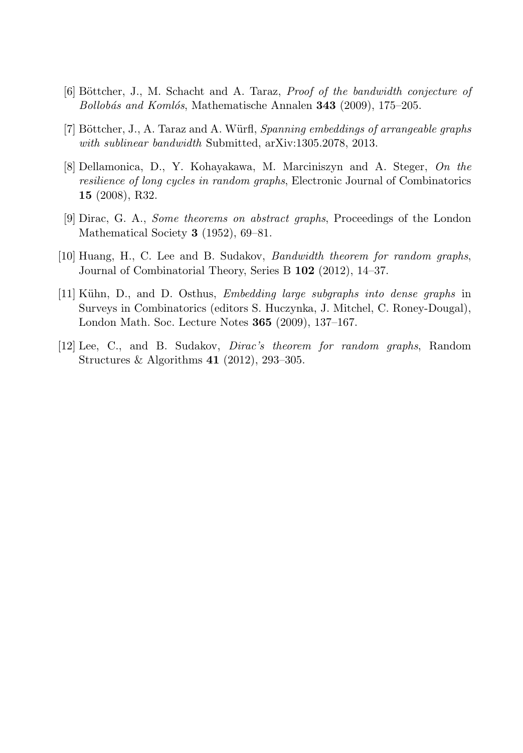[6] Böttcher, J., M. Schacht and A. Taraz, *Proof of the bandwidth conjecture of Bollobás and Komlós*, Mathematische Annalen **343** (2009), 175–205.

[7] Böttcher, J., A. Taraz and A. Würfl, *Spanning embeddings of arrangeable graphs with sublinear bandwidth* Submitted, arXiv:1305.2078, 2013.

[8] Dellamonica, D., Y. Kohayakawa, M. Marciniszyn and A. Steger, *On the resilience of long cycles in random graphs*, Electronic Journal of Combinatorics **15** (2008), R32.

[9] Dirac, G. A., *Some theorems on abstract graphs*, Proceedings of the London Mathematical Society **3** (1952), 69–81.

[10] Huang, H., C. Lee and B. Sudakov, *Bandwidth theorem for random graphs*, Journal of Combinatorial Theory, Series B **102** (2012), 14–37.

[11] Kühn, D., and D. Osthus, *Embedding large subgraphs into dense graphs* in Surveys in Combinatorics (editors S. Huczynka, J. Mitchel, C. Roney-Dougal), London Math. Soc. Lecture Notes **365** (2009), 137–167.

[12] Lee, C., and B. Sudakov, *Dirac's theorem for random graphs*, Random Structures & Algorithms **41** (2012), 293–305.